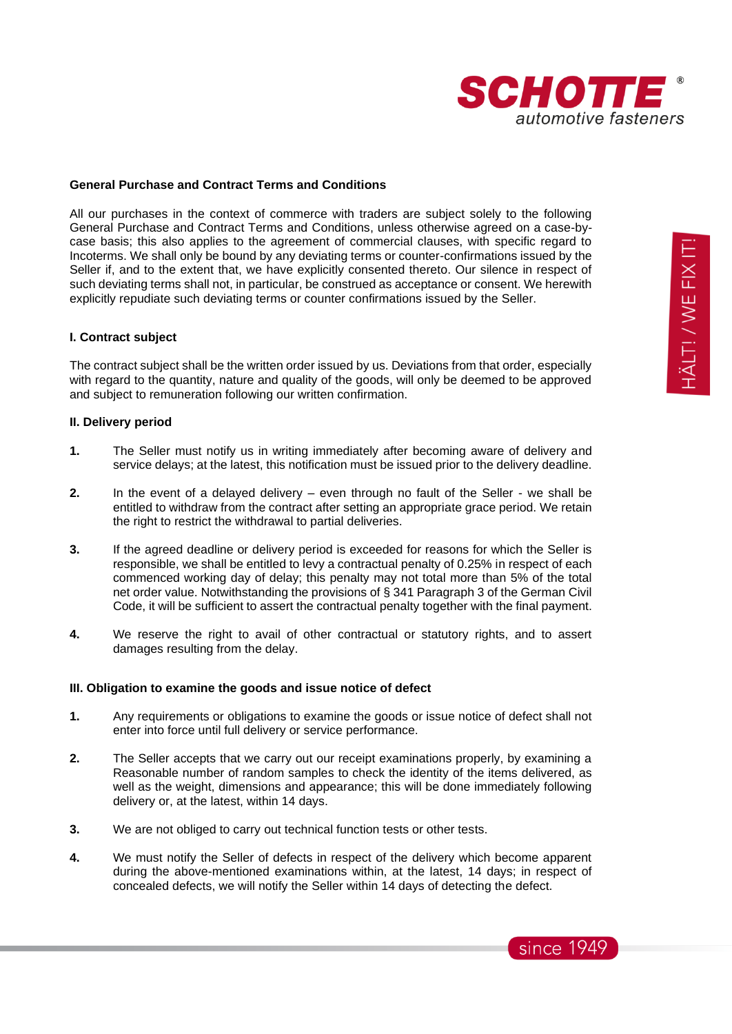**General Purchase and Contract Terms and Conditions**

All our purchases in the context of commerce with traders are subject solely to the following General Purchase and Contract Terms and Conditions, unless otherwise agreed on a case-by-case basis; this also applies to the agreement of commercial clauses, with specific regard to Incoterms. We shall only be bound by any deviating terms or counter-confirmations issued by the Seller if, and to the extent that, we have explicitly consented thereto. Our silence in respect of such deviating terms shall not, in particular, be construed as acceptance or consent. We herewith explicitly repudiate such deviating terms or counter confirmations issued by the Seller.

**I. Contract subject**

The contract subject shall be the written order issued by us. Deviations from that order, especially with regard to the quantity, nature and quality of the goods, will only be deemed to be approved and subject to remuneration following our written confirmation.

**II. Delivery period**

**1.** The Seller must notify us in writing immediately after becoming aware of delivery and service delays; at the latest, this notification must be issued prior to the delivery deadline.

**2.** In the event of a delayed delivery – even through no fault of the Seller - we shall be entitled to withdraw from the contract after setting an appropriate grace period. We retain the right to restrict the withdrawal to partial deliveries.

**3.** If the agreed deadline or delivery period is exceeded for reasons for which the Seller is responsible, we shall be entitled to levy a contractual penalty of 0.25% in respect of each commenced working day of delay; this penalty may not total more than 5% of the total net order value. Notwithstanding the provisions of § 341 Paragraph 3 of the German Civil Code, it will be sufficient to assert the contractual penalty together with the final payment.

**4.** We reserve the right to avail of other contractual or statutory rights, and to assert damages resulting from the delay.

**III. Obligation to examine the goods and issue notice of defect**

**1.** Any requirements or obligations to examine the goods or issue notice of defect shall not enter into force until full delivery or service performance.

**2.** The Seller accepts that we carry out our receipt examinations properly, by examining a Reasonable number of random samples to check the identity of the items delivered, as well as the weight, dimensions and appearance; this will be done immediately following delivery or, at the latest, within 14 days.

**3.** We are not obliged to carry out technical function tests or other tests.

**4.** We must notify the Seller of defects in respect of the delivery which become apparent during the above-mentioned examinations within, at the latest, 14 days; in respect of concealed defects, we will notify the Seller within 14 days of detecting the defect.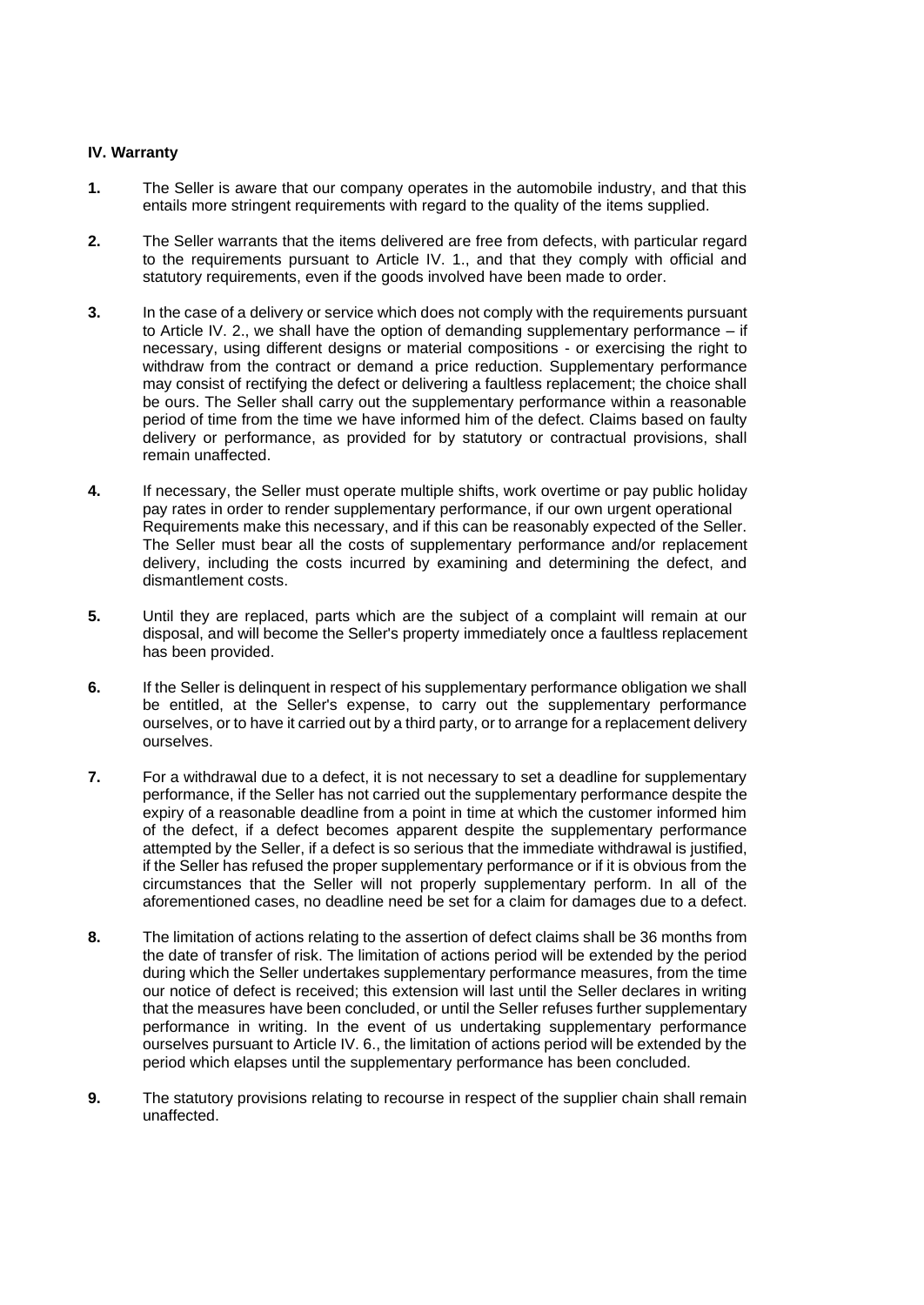**IV. Warranty**

**1.** The Seller is aware that our company operates in the automobile industry, and that this entails more stringent requirements with regard to the quality of the items supplied.

**2.** The Seller warrants that the items delivered are free from defects, with particular regard to the requirements pursuant to Article IV. 1., and that they comply with official and statutory requirements, even if the goods involved have been made to order.

**3.** In the case of a delivery or service which does not comply with the requirements pursuant to Article IV. 2., we shall have the option of demanding supplementary performance – if necessary, using different designs or material compositions - or exercising the right to withdraw from the contract or demand a price reduction. Supplementary performance may consist of rectifying the defect or delivering a faultless replacement; the choice shall be ours. The Seller shall carry out the supplementary performance within a reasonable period of time from the time we have informed him of the defect. Claims based on faulty delivery or performance, as provided for by statutory or contractual provisions, shall remain unaffected.

**4.** If necessary, the Seller must operate multiple shifts, work overtime or pay public holiday pay rates in order to render supplementary performance, if our own urgent operational Requirements make this necessary, and if this can be reasonably expected of the Seller. The Seller must bear all the costs of supplementary performance and/or replacement delivery, including the costs incurred by examining and determining the defect, and dismantlement costs.

**5.** Until they are replaced, parts which are the subject of a complaint will remain at our disposal, and will become the Seller's property immediately once a faultless replacement has been provided.

**6.** If the Seller is delinquent in respect of his supplementary performance obligation we shall be entitled, at the Seller's expense, to carry out the supplementary performance ourselves, or to have it carried out by a third party, or to arrange for a replacement delivery ourselves.

**7.** For a withdrawal due to a defect, it is not necessary to set a deadline for supplementary performance, if the Seller has not carried out the supplementary performance despite the expiry of a reasonable deadline from a point in time at which the customer informed him of the defect, if a defect becomes apparent despite the supplementary performance attempted by the Seller, if a defect is so serious that the immediate withdrawal is justified, if the Seller has refused the proper supplementary performance or if it is obvious from the circumstances that the Seller will not properly supplementary perform. In all of the aforementioned cases, no deadline need be set for a claim for damages due to a defect.

**8.** The limitation of actions relating to the assertion of defect claims shall be 36 months from the date of transfer of risk. The limitation of actions period will be extended by the period during which the Seller undertakes supplementary performance measures, from the time our notice of defect is received; this extension will last until the Seller declares in writing that the measures have been concluded, or until the Seller refuses further supplementary performance in writing. In the event of us undertaking supplementary performance ourselves pursuant to Article IV. 6., the limitation of actions period will be extended by the period which elapses until the supplementary performance has been concluded.

**9.** The statutory provisions relating to recourse in respect of the supplier chain shall remain unaffected.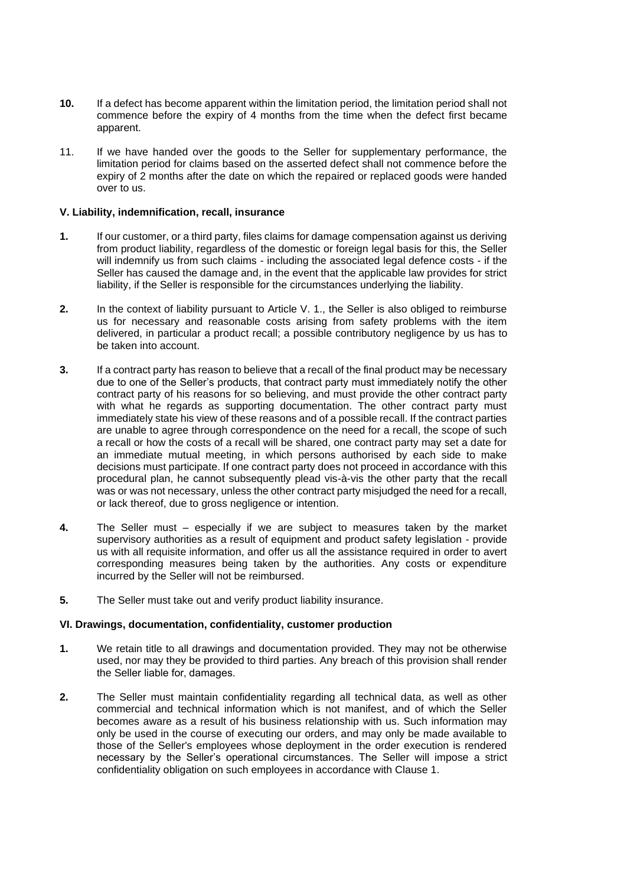**10.** If a defect has become apparent within the limitation period, the limitation period shall not commence before the expiry of 4 months from the time when the defect first became apparent.

11. If we have handed over the goods to the Seller for supplementary performance, the limitation period for claims based on the asserted defect shall not commence before the expiry of 2 months after the date on which the repaired or replaced goods were handed over to us.

### V. Liability, indemnification, recall, insurance

**1.** If our customer, or a third party, files claims for damage compensation against us deriving from product liability, regardless of the domestic or foreign legal basis for this, the Seller will indemnify us from such claims - including the associated legal defence costs - if the Seller has caused the damage and, in the event that the applicable law provides for strict liability, if the Seller is responsible for the circumstances underlying the liability.

**2.** In the context of liability pursuant to Article V. 1., the Seller is also obliged to reimburse us for necessary and reasonable costs arising from safety problems with the item delivered, in particular a product recall; a possible contributory negligence by us has to be taken into account.

**3.** If a contract party has reason to believe that a recall of the final product may be necessary due to one of the Seller's products, that contract party must immediately notify the other contract party of his reasons for so believing, and must provide the other contract party with what he regards as supporting documentation. The other contract party must immediately state his view of these reasons and of a possible recall. If the contract parties are unable to agree through correspondence on the need for a recall, the scope of such a recall or how the costs of a recall will be shared, one contract party may set a date for an immediate mutual meeting, in which persons authorised by each side to make decisions must participate. If one contract party does not proceed in accordance with this procedural plan, he cannot subsequently plead vis-à-vis the other party that the recall was or was not necessary, unless the other contract party misjudged the need for a recall, or lack thereof, due to gross negligence or intention.

**4.** The Seller must – especially if we are subject to measures taken by the market supervisory authorities as a result of equipment and product safety legislation - provide us with all requisite information, and offer us all the assistance required in order to avert corresponding measures being taken by the authorities. Any costs or expenditure incurred by the Seller will not be reimbursed.

**5.** The Seller must take out and verify product liability insurance.

### VI. Drawings, documentation, confidentiality, customer production

**1.** We retain title to all drawings and documentation provided. They may not be otherwise used, nor may they be provided to third parties. Any breach of this provision shall render the Seller liable for, damages.

**2.** The Seller must maintain confidentiality regarding all technical data, as well as other commercial and technical information which is not manifest, and of which the Seller becomes aware as a result of his business relationship with us. Such information may only be used in the course of executing our orders, and may only be made available to those of the Seller's employees whose deployment in the order execution is rendered necessary by the Seller's operational circumstances. The Seller will impose a strict confidentiality obligation on such employees in accordance with Clause 1.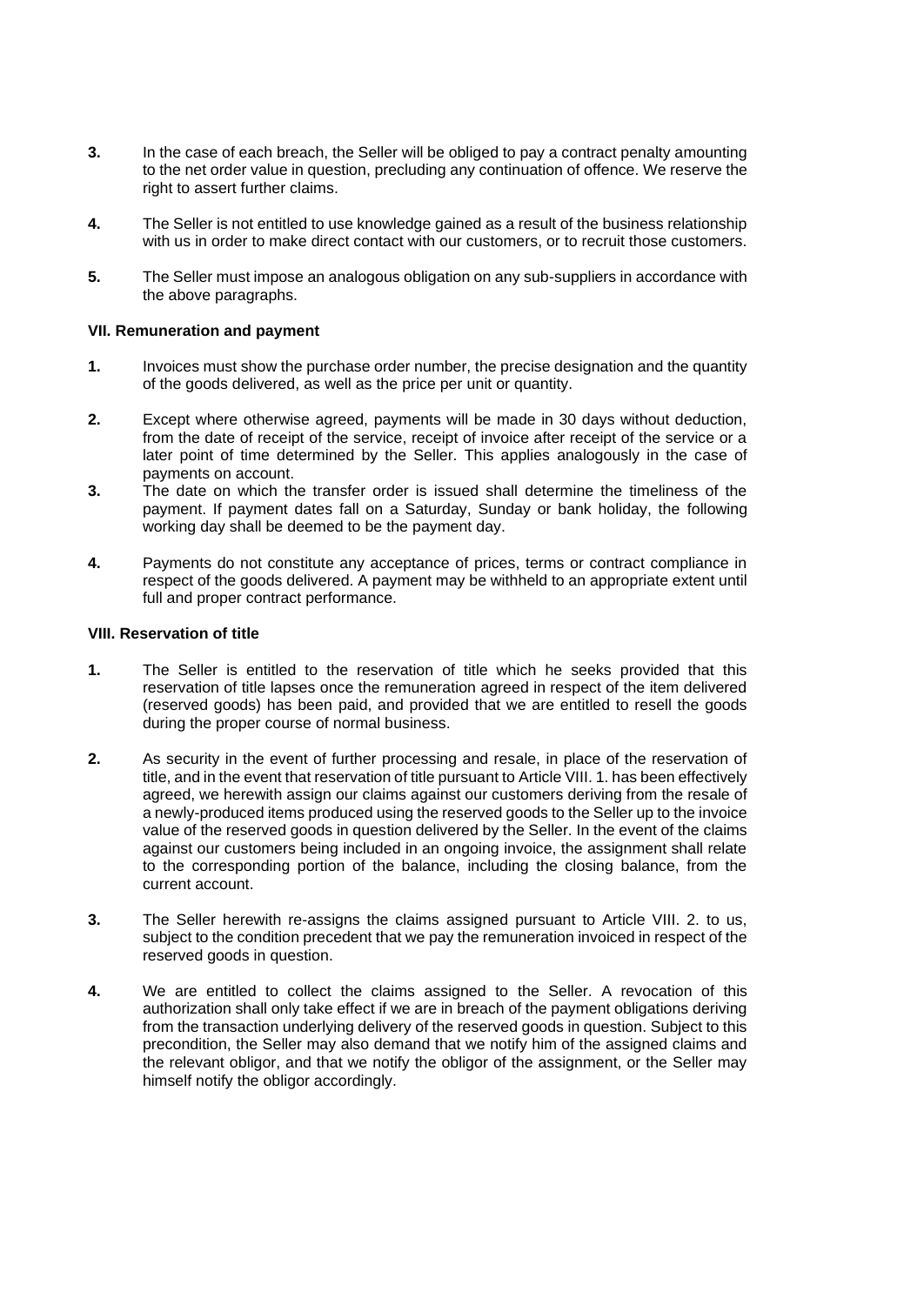**3.** In the case of each breach, the Seller will be obliged to pay a contract penalty amounting to the net order value in question, precluding any continuation of offence. We reserve the right to assert further claims.

**4.** The Seller is not entitled to use knowledge gained as a result of the business relationship with us in order to make direct contact with our customers, or to recruit those customers.

**5.** The Seller must impose an analogous obligation on any sub-suppliers in accordance with the above paragraphs.

### VII. Remuneration and payment

**1.** Invoices must show the purchase order number, the precise designation and the quantity of the goods delivered, as well as the price per unit or quantity.

**2.** Except where otherwise agreed, payments will be made in 30 days without deduction, from the date of receipt of the service, receipt of invoice after receipt of the service or a later point of time determined by the Seller. This applies analogously in the case of payments on account.

**3.** The date on which the transfer order is issued shall determine the timeliness of the payment. If payment dates fall on a Saturday, Sunday or bank holiday, the following working day shall be deemed to be the payment day.

**4.** Payments do not constitute any acceptance of prices, terms or contract compliance in respect of the goods delivered. A payment may be withheld to an appropriate extent until full and proper contract performance.

### VIII. Reservation of title

**1.** The Seller is entitled to the reservation of title which he seeks provided that this reservation of title lapses once the remuneration agreed in respect of the item delivered (reserved goods) has been paid, and provided that we are entitled to resell the goods during the proper course of normal business.

**2.** As security in the event of further processing and resale, in place of the reservation of title, and in the event that reservation of title pursuant to Article VIII. 1. has been effectively agreed, we herewith assign our claims against our customers deriving from the resale of a newly-produced items produced using the reserved goods to the Seller up to the invoice value of the reserved goods in question delivered by the Seller. In the event of the claims against our customers being included in an ongoing invoice, the assignment shall relate to the corresponding portion of the balance, including the closing balance, from the current account.

**3.** The Seller herewith re-assigns the claims assigned pursuant to Article VIII. 2. to us, subject to the condition precedent that we pay the remuneration invoiced in respect of the reserved goods in question.

**4.** We are entitled to collect the claims assigned to the Seller. A revocation of this authorization shall only take effect if we are in breach of the payment obligations deriving from the transaction underlying delivery of the reserved goods in question. Subject to this precondition, the Seller may also demand that we notify him of the assigned claims and the relevant obligor, and that we notify the obligor of the assignment, or the Seller may himself notify the obligor accordingly.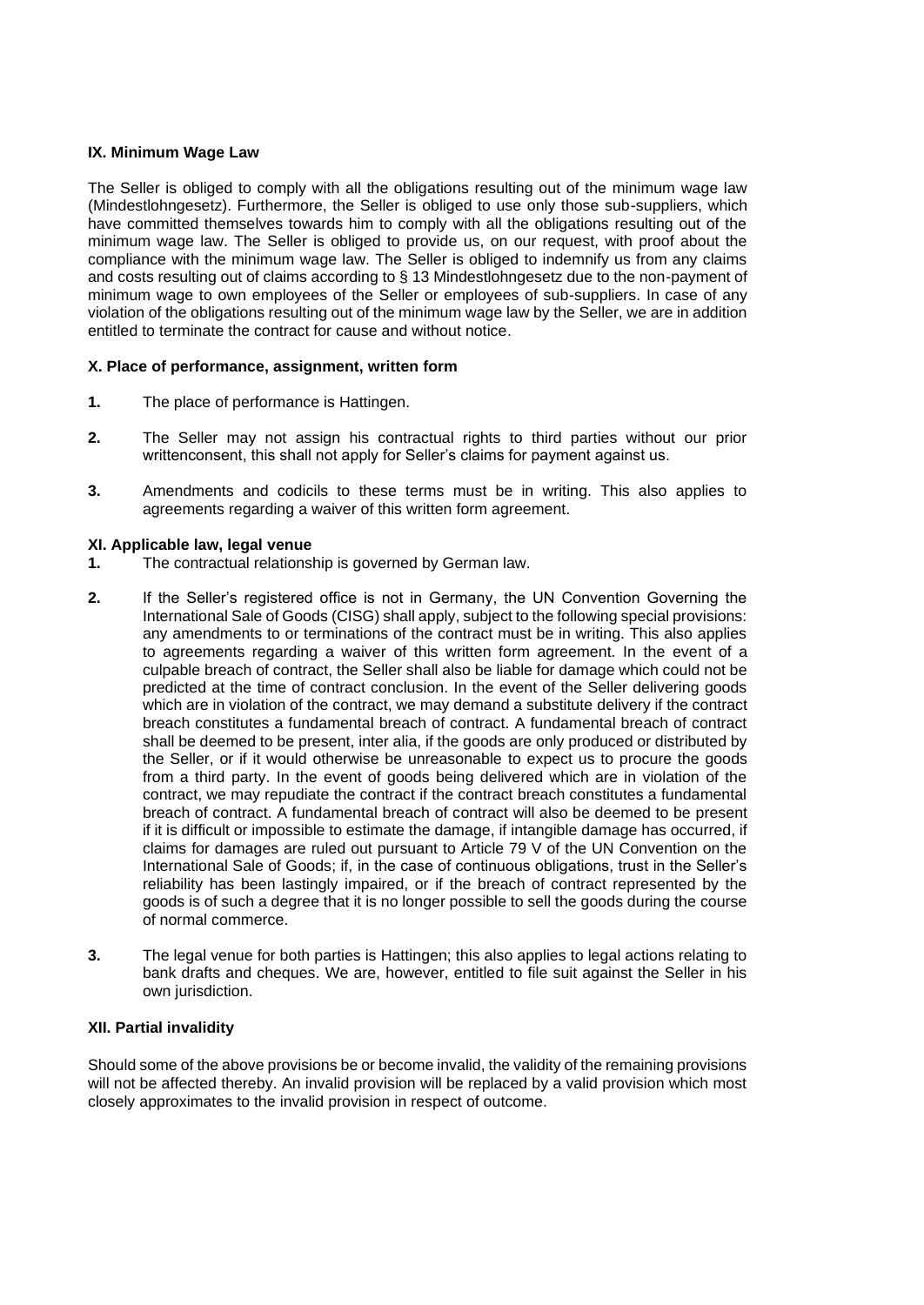### IX. Minimum Wage Law

The Seller is obliged to comply with all the obligations resulting out of the minimum wage law (Mindestlohngesetz). Furthermore, the Seller is obliged to use only those sub-suppliers, which have committed themselves towards him to comply with all the obligations resulting out of the minimum wage law. The Seller is obliged to provide us, on our request, with proof about the compliance with the minimum wage law. The Seller is obliged to indemnify us from any claims and costs resulting out of claims according to § 13 Mindestlohngesetz due to the non-payment of minimum wage to own employees of the Seller or employees of sub-suppliers. In case of any violation of the obligations resulting out of the minimum wage law by the Seller, we are in addition entitled to terminate the contract for cause and without notice.

### X. Place of performance, assignment, written form

1. The place of performance is Hattingen.

2. The Seller may not assign his contractual rights to third parties without our prior writtenconsent, this shall not apply for Seller's claims for payment against us.

3. Amendments and codicils to these terms must be in writing. This also applies to agreements regarding a waiver of this written form agreement.

### XI. Applicable law, legal venue

1. The contractual relationship is governed by German law.

2. If the Seller's registered office is not in Germany, the UN Convention Governing the International Sale of Goods (CISG) shall apply, subject to the following special provisions: any amendments to or terminations of the contract must be in writing. This also applies to agreements regarding a waiver of this written form agreement. In the event of a culpable breach of contract, the Seller shall also be liable for damage which could not be predicted at the time of contract conclusion. In the event of the Seller delivering goods which are in violation of the contract, we may demand a substitute delivery if the contract breach constitutes a fundamental breach of contract. A fundamental breach of contract shall be deemed to be present, inter alia, if the goods are only produced or distributed by the Seller, or if it would otherwise be unreasonable to expect us to procure the goods from a third party. In the event of goods being delivered which are in violation of the contract, we may repudiate the contract if the contract breach constitutes a fundamental breach of contract. A fundamental breach of contract will also be deemed to be present if it is difficult or impossible to estimate the damage, if intangible damage has occurred, if claims for damages are ruled out pursuant to Article 79 V of the UN Convention on the International Sale of Goods; if, in the case of continuous obligations, trust in the Seller's reliability has been lastingly impaired, or if the breach of contract represented by the goods is of such a degree that it is no longer possible to sell the goods during the course of normal commerce.

3. The legal venue for both parties is Hattingen; this also applies to legal actions relating to bank drafts and cheques. We are, however, entitled to file suit against the Seller in his own jurisdiction.

### XII. Partial invalidity

Should some of the above provisions be or become invalid, the validity of the remaining provisions will not be affected thereby. An invalid provision will be replaced by a valid provision which most closely approximates to the invalid provision in respect of outcome.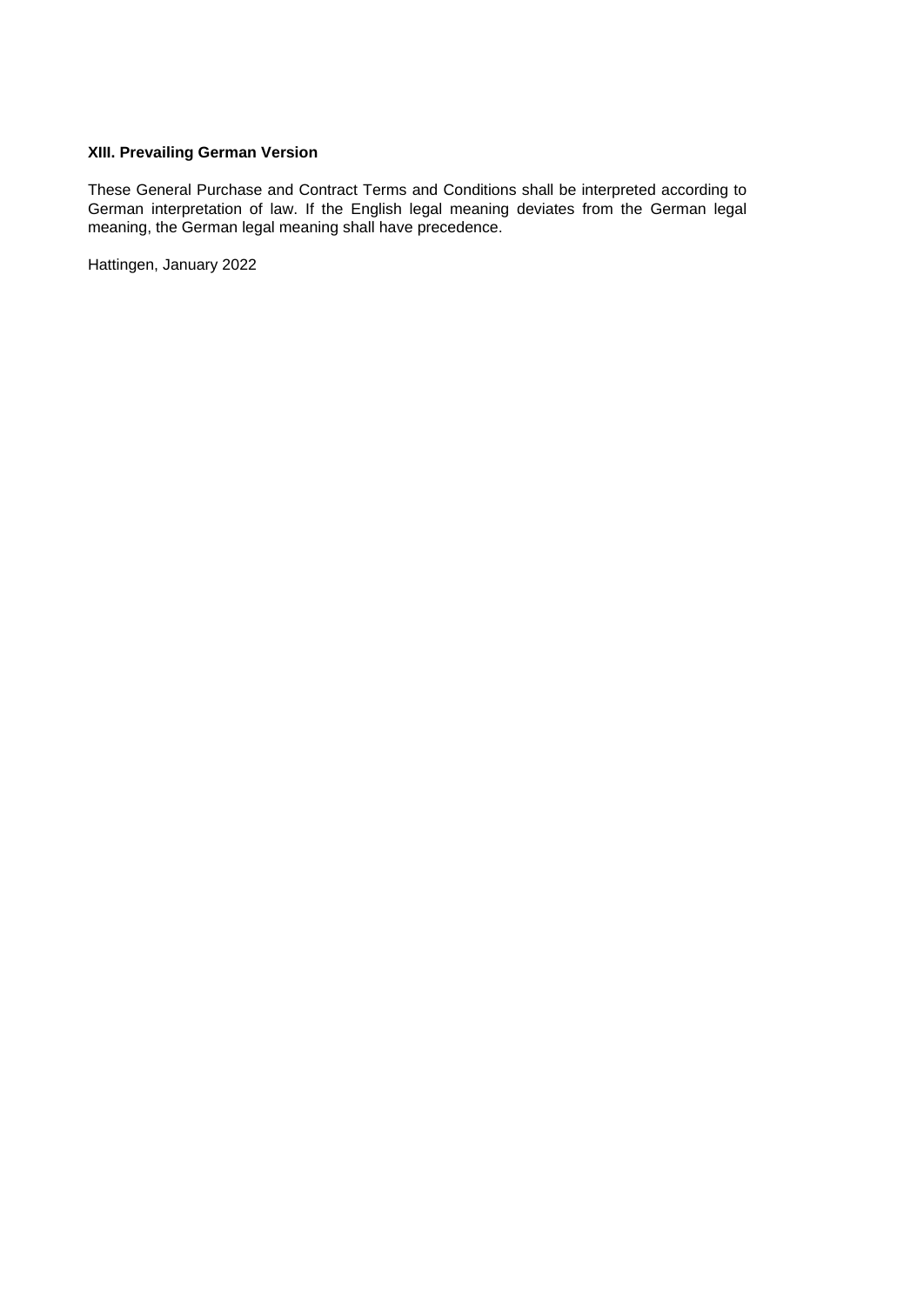**XIII. Prevailing German Version**

These General Purchase and Contract Terms and Conditions shall be interpreted according to German interpretation of law. If the English legal meaning deviates from the German legal meaning, the German legal meaning shall have precedence.

Hattingen, January 2022